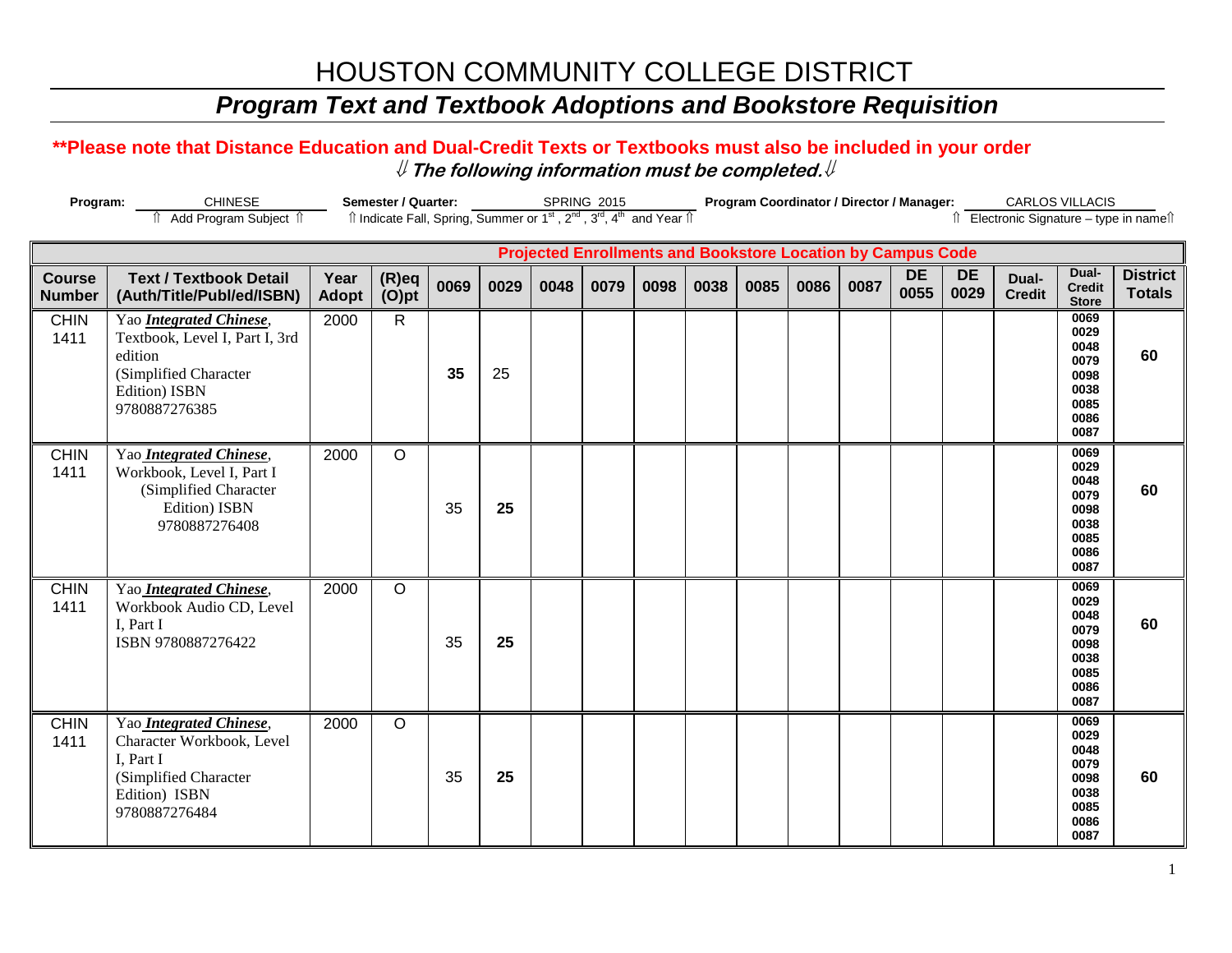# HOUSTON COMMUNITY COLLEGE DISTRICT

## *Program Text and Textbook Adoptions and Bookstore Requisition*

**\*\*Please note that Distance Education and Dual-Credit Texts or Textbooks must also be included in your order**

⇓ ***The following information must be completed.*** ⇓

**Program:** CHINESE
⇑ Add Program Subject ⇑

**Semester / Quarter:** SPRING 2015
⇑ Indicate Fall, Spring, Summer or 1st, 2nd, 3rd, 4th and Year ⇑

**Program Coordinator / Director / Manager:** CARLOS VILLACIS
⇑ Electronic Signature – type in name⇑

| | | | | Projected Enrollments and Bookstore Location by Campus Code | | | | | | | | | | | | | |
|---|---|---|---|---|---|---|---|---|---|---|---|---|---|---|---|---|---|
| **Course Number** | **Text / Textbook Detail (Auth/Title/Publ/ed/ISBN)** | **Year Adopt** | **(R)eq (O)pt** | **0069** | **0029** | **0048** | **0079** | **0098** | **0038** | **0085** | **0086** | **0087** | **DE 0055** | **DE 0029** | **Dual-Credit** | **Dual-Credit Store** | **District Totals** |
| CHIN 1411 | Yao ***Integrated Chinese***, Textbook, Level I, Part I, 3rd edition (Simplified Character Edition) ISBN 9780887276385 | 2000 | R | **35** | 25 | | | | | | | | | | | 0069 0029 0048 0079 0098 0038 0085 0086 0087 | **60** |
| CHIN 1411 | Yao ***Integrated Chinese***, Workbook, Level I, Part I (Simplified Character Edition) ISBN 9780887276408 | 2000 | O | 35 | **25** | | | | | | | | | | | 0069 0029 0048 0079 0098 0038 0085 0086 0087 | **60** |
| CHIN 1411 | Yao ***Integrated Chinese***, Workbook Audio CD, Level I, Part I ISBN 9780887276422 | 2000 | O | 35 | **25** | | | | | | | | | | | 0069 0029 0048 0079 0098 0038 0085 0086 0087 | **60** |
| CHIN 1411 | Yao ***Integrated Chinese***, Character Workbook, Level I, Part I (Simplified Character Edition) ISBN 9780887276484 | 2000 | O | 35 | **25** | | | | | | | | | | | 0069 0029 0048 0079 0098 0038 0085 0086 0087 | **60** |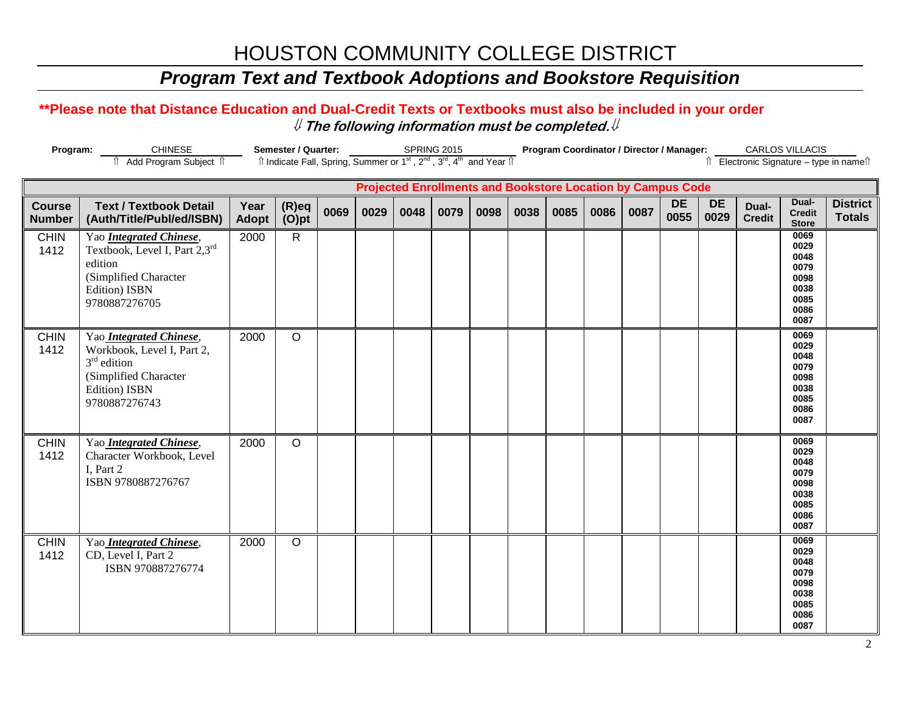# HOUSTON COMMUNITY COLLEGE DISTRICT

## *Program Text and Textbook Adoptions and Bookstore Requisition*

**\*\*Please note that Distance Education and Dual-Credit Texts or Textbooks must also be included in your order**

⇓ ***The following information must be completed.*** ⇓

**Program:** CHINESE  
⇑ Add Program Subject ⇑

**Semester / Quarter:** SPRING 2015  
⇑ Indicate Fall, Spring, Summer or 1st, 2nd, 3rd, 4th and Year ⇑

**Program Coordinator / Director / Manager:** CARLOS VILLACIS  
⇑ Electronic Signature – type in name⇑

| | | | | Projected Enrollments and Bookstore Location by Campus Code | | | | | | | | | | | | | |
|---|---|---|---|---|---|---|---|---|---|---|---|---|---|---|---|---|---|
| **Course Number** | **Text / Textbook Detail (Auth/Title/Publ/ed/ISBN)** | **Year Adopt** | **(R)eq (O)pt** | **0069** | **0029** | **0048** | **0079** | **0098** | **0038** | **0085** | **0086** | **0087** | **DE 0055** | **DE 0029** | **Dual-Credit** | **Dual-Credit Store** | **District Totals** |
| CHIN 1412 | Yao ***Integrated Chinese***, Textbook, Level I, Part 2,3rd edition (Simplified Character Edition) ISBN 9780887276705 | 2000 | R | | | | | | | | | | | | | 0069 0029 0048 0079 0098 0038 0085 0086 0087 | |
| CHIN 1412 | Yao ***Integrated Chinese***, Workbook, Level I, Part 2, 3rd edition (Simplified Character Edition) ISBN 9780887276743 | 2000 | O | | | | | | | | | | | | | 0069 0029 0048 0079 0098 0038 0085 0086 0087 | |
| CHIN 1412 | Yao ***Integrated Chinese***, Character Workbook, Level I, Part 2 ISBN 9780887276767 | 2000 | O | | | | | | | | | | | | | 0069 0029 0048 0079 0098 0038 0085 0086 0087 | |
| CHIN 1412 | Yao ***Integrated Chinese***, CD, Level I, Part 2 ISBN 970887276774 | 2000 | O | | | | | | | | | | | | | 0069 0029 0048 0079 0098 0038 0085 0086 0087 | |